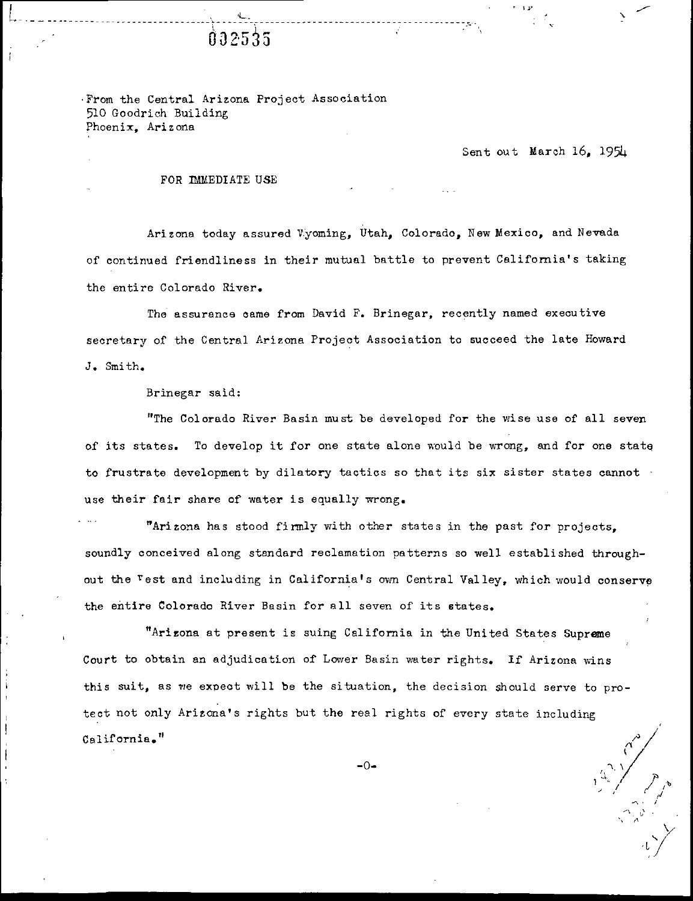032535

From the Central Arizona Project Association
510 Goodrich Building
Phoenix, Arizona

Sent out March 16, 1954

FOR IMMEDIATE USE

Arizona today assured Wyoming, Utah, Colorado, New Mexico, and Nevada of continued friendliness in their mutual battle to prevent California's taking the entire Colorado River.

The assurance came from David F. Brinegar, recently named executive secretary of the Central Arizona Project Association to succeed the late Howard J. Smith.

Brinegar said:

"The Colorado River Basin must be developed for the wise use of all seven of its states. To develop it for one state alone would be wrong, and for one state to frustrate development by dilatory tactics so that its six sister states cannot use their fair share of water is equally wrong.

"Arizona has stood firmly with other states in the past for projects, soundly conceived along standard reclamation patterns so well established throughout the West and including in California's own Central Valley, which would conserve the entire Colorado River Basin for all seven of its states.

"Arizona at present is suing California in the United States Supreme Court to obtain an adjudication of Lower Basin water rights. If Arizona wins this suit, as we expect will be the situation, the decision should serve to protect not only Arizona's rights but the real rights of every state including California."

-0-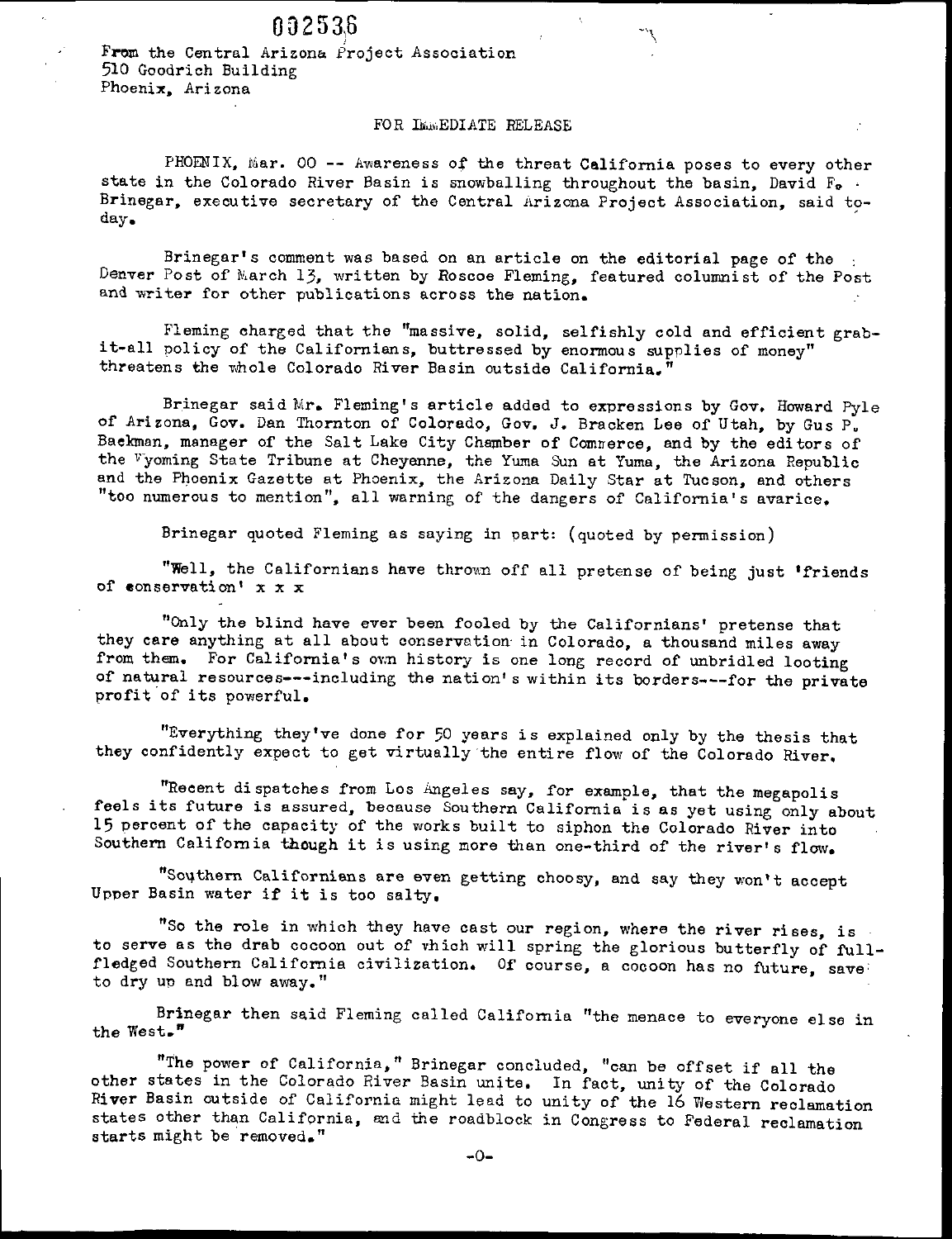032536

From the Central Arizona Project Association
510 Goodrich Building
Phoenix, Arizona

FOR IMMEDIATE RELEASE

PHOENIX, Mar. 00 -- Awareness of the threat California poses to every other state in the Colorado River Basin is snowballing throughout the basin, David F. Brinegar, executive secretary of the Central Arizona Project Association, said today.

Brinegar's comment was based on an article on the editorial page of the Denver Post of March 13, written by Roscoe Fleming, featured columnist of the Post and writer for other publications across the nation.

Fleming charged that the "massive, solid, selfishly cold and efficient grab-it-all policy of the Californians, buttressed by enormous supplies of money" threatens the whole Colorado River Basin outside California."

Brinegar said Mr. Fleming's article added to expressions by Gov. Howard Pyle of Arizona, Gov. Dan Thornton of Colorado, Gov. J. Bracken Lee of Utah, by Gus P. Backman, manager of the Salt Lake City Chamber of Commerce, and by the editors of the Wyoming State Tribune at Cheyenne, the Yuma Sun at Yuma, the Arizona Republic and the Phoenix Gazette at Phoenix, the Arizona Daily Star at Tucson, and others "too numerous to mention", all warning of the dangers of California's avarice.

Brinegar quoted Fleming as saying in part: (quoted by permission)

"Well, the Californians have thrown off all pretense of being just 'friends of conservation' x x x

"Only the blind have ever been fooled by the Californians' pretense that they care anything at all about conservation in Colorado, a thousand miles away from them. For California's own history is one long record of unbridled looting of natural resources---including the nation's within its borders---for the private profit of its powerful.

"Everything they've done for 50 years is explained only by the thesis that they confidently expect to get virtually the entire flow of the Colorado River.

"Recent dispatches from Los Angeles say, for example, that the megapolis feels its future is assured, because Southern California is as yet using only about 15 percent of the capacity of the works built to siphon the Colorado River into Southern California though it is using more than one-third of the river's flow.

"Southern Californians are even getting choosy, and say they won't accept Upper Basin water if it is too salty.

"So the role in which they have cast our region, where the river rises, is to serve as the drab cocoon out of which will spring the glorious butterfly of full-fledged Southern California civilization. Of course, a cocoon has no future, save to dry up and blow away."

Brinegar then said Fleming called California "the menace to everyone else in the West."

"The power of California," Brinegar concluded, "can be offset if all the other states in the Colorado River Basin unite. In fact, unity of the Colorado River Basin outside of California might lead to unity of the 16 Western reclamation states other than California, and the roadblock in Congress to Federal reclamation starts might be removed."

-0-